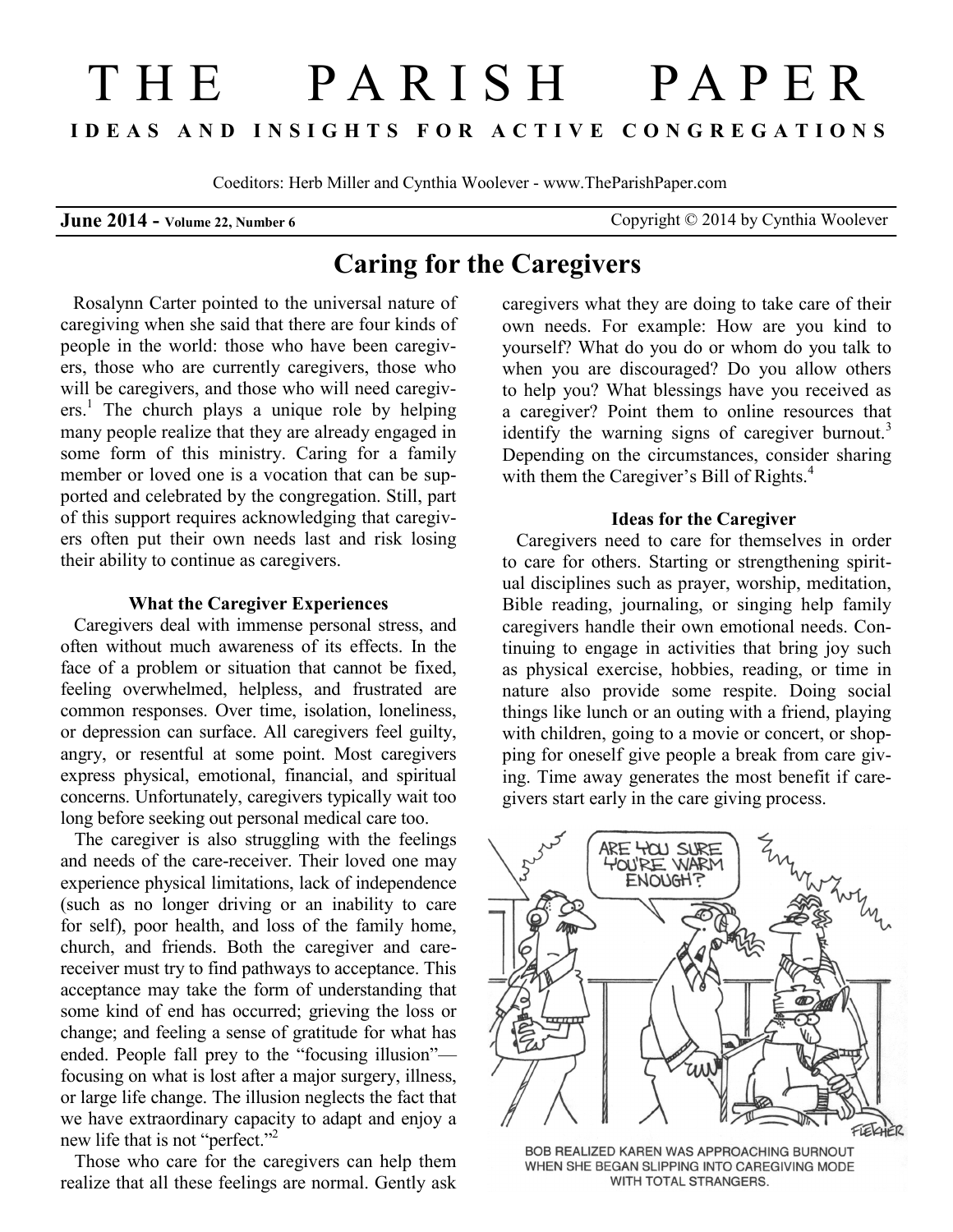# THE PARISH PAPER

**IDEAS AND INSIGHTS FOR ACTIVE CONGREGATIONS**

Coeditors: Herb Miller and Cynthia Woolever - www.TheParishPaper.com

**June 2014 -** Volume 22, Number 6 Copyright © 2014 by Cynthia Woolever

## Caring for the Caregivers

Rosalynn Carter pointed to the universal nature of caregiving when she said that there are four kinds of people in the world: those who have been caregivers, those who are currently caregivers, those who will be caregivers, and those who will need caregivers.[1] The church plays a unique role by helping many people realize that they are already engaged in some form of this ministry. Caring for a family member or loved one is a vocation that can be supported and celebrated by the congregation. Still, part of this support requires acknowledging that caregivers often put their own needs last and risk losing their ability to continue as caregivers.

### What the Caregiver Experiences

Caregivers deal with immense personal stress, and often without much awareness of its effects. In the face of a problem or situation that cannot be fixed, feeling overwhelmed, helpless, and frustrated are common responses. Over time, isolation, loneliness, or depression can surface. All caregivers feel guilty, angry, or resentful at some point. Most caregivers express physical, emotional, financial, and spiritual concerns. Unfortunately, caregivers typically wait too long before seeking out personal medical care too.

The caregiver is also struggling with the feelings and needs of the care-receiver. Their loved one may experience physical limitations, lack of independence (such as no longer driving or an inability to care for self), poor health, and loss of the family home, church, and friends. Both the caregiver and care-receiver must try to find pathways to acceptance. This acceptance may take the form of understanding that some kind of end has occurred; grieving the loss or change; and feeling a sense of gratitude for what has ended. People fall prey to the "focusing illusion"—focusing on what is lost after a major surgery, illness, or large life change. The illusion neglects the fact that we have extraordinary capacity to adapt and enjoy a new life that is not "perfect."[2]

Those who care for the caregivers can help them realize that all these feelings are normal. Gently ask caregivers what they are doing to take care of their own needs. For example: How are you kind to yourself? What do you do or whom do you talk to when you are discouraged? Do you allow others to help you? What blessings have you received as a caregiver? Point them to online resources that identify the warning signs of caregiver burnout.[3] Depending on the circumstances, consider sharing with them the Caregiver's Bill of Rights.[4]

### Ideas for the Caregiver

Caregivers need to care for themselves in order to care for others. Starting or strengthening spiritual disciplines such as prayer, worship, meditation, Bible reading, journaling, or singing help family caregivers handle their own emotional needs. Continuing to engage in activities that bring joy such as physical exercise, hobbies, reading, or time in nature also provide some respite. Doing social things like lunch or an outing with a friend, playing with children, going to a movie or concert, or shopping for oneself give people a break from care giving. Time away generates the most benefit if caregivers start early in the care giving process.

BOB REALIZED KAREN WAS APPROACHING BURNOUT WHEN SHE BEGAN SLIPPING INTO CAREGIVING MODE WITH TOTAL STRANGERS.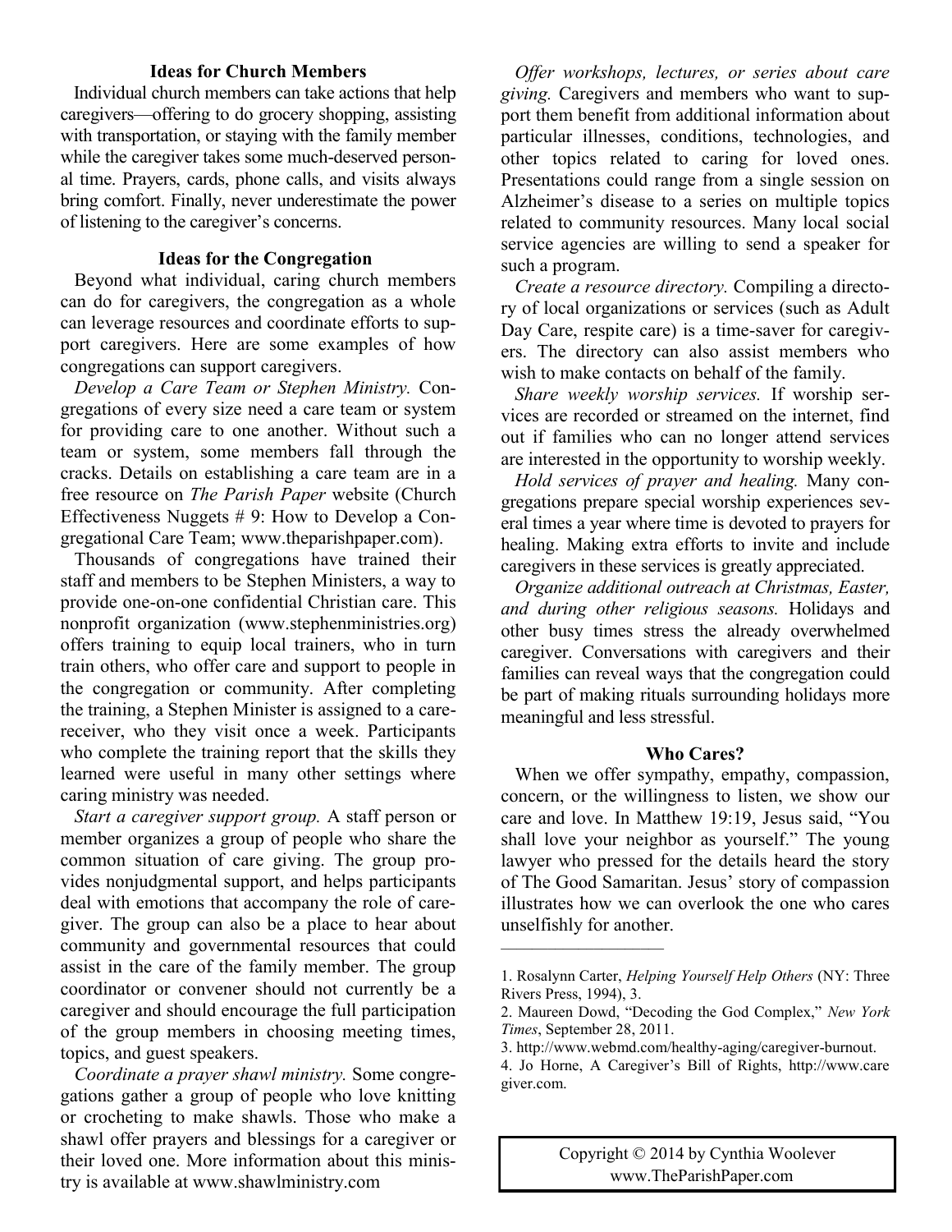### Ideas for Church Members

Individual church members can take actions that help caregivers—offering to do grocery shopping, assisting with transportation, or staying with the family member while the caregiver takes some much-deserved personal time. Prayers, cards, phone calls, and visits always bring comfort. Finally, never underestimate the power of listening to the caregiver's concerns.

### Ideas for the Congregation

Beyond what individual, caring church members can do for caregivers, the congregation as a whole can leverage resources and coordinate efforts to support caregivers. Here are some examples of how congregations can support caregivers.

*Develop a Care Team or Stephen Ministry.* Congregations of every size need a care team or system for providing care to one another. Without such a team or system, some members fall through the cracks. Details on establishing a care team are in a free resource on *The Parish Paper* website (Church Effectiveness Nuggets # 9: How to Develop a Congregational Care Team; www.theparishpaper.com).

Thousands of congregations have trained their staff and members to be Stephen Ministers, a way to provide one-on-one confidential Christian care. This nonprofit organization (www.stephenministries.org) offers training to equip local trainers, who in turn train others, who offer care and support to people in the congregation or community. After completing the training, a Stephen Minister is assigned to a care-receiver, who they visit once a week. Participants who complete the training report that the skills they learned were useful in many other settings where caring ministry was needed.

*Start a caregiver support group.* A staff person or member organizes a group of people who share the common situation of care giving. The group provides nonjudgmental support, and helps participants deal with emotions that accompany the role of caregiver. The group can also be a place to hear about community and governmental resources that could assist in the care of the family member. The group coordinator or convener should not currently be a caregiver and should encourage the full participation of the group members in choosing meeting times, topics, and guest speakers.

*Coordinate a prayer shawl ministry.* Some congregations gather a group of people who love knitting or crocheting to make shawls. Those who make a shawl offer prayers and blessings for a caregiver or their loved one. More information about this ministry is available at www.shawlministry.com

*Offer workshops, lectures, or series about care giving.* Caregivers and members who want to support them benefit from additional information about particular illnesses, conditions, technologies, and other topics related to caring for loved ones. Presentations could range from a single session on Alzheimer's disease to a series on multiple topics related to community resources. Many local social service agencies are willing to send a speaker for such a program.

*Create a resource directory.* Compiling a directory of local organizations or services (such as Adult Day Care, respite care) is a time-saver for caregivers. The directory can also assist members who wish to make contacts on behalf of the family.

*Share weekly worship services.* If worship services are recorded or streamed on the internet, find out if families who can no longer attend services are interested in the opportunity to worship weekly.

*Hold services of prayer and healing.* Many congregations prepare special worship experiences several times a year where time is devoted to prayers for healing. Making extra efforts to invite and include caregivers in these services is greatly appreciated.

*Organize additional outreach at Christmas, Easter, and during other religious seasons.* Holidays and other busy times stress the already overwhelmed caregiver. Conversations with caregivers and their families can reveal ways that the congregation could be part of making rituals surrounding holidays more meaningful and less stressful.

### Who Cares?

When we offer sympathy, empathy, compassion, concern, or the willingness to listen, we show our care and love. In Matthew 19:19, Jesus said, "You shall love your neighbor as yourself." The young lawyer who pressed for the details heard the story of The Good Samaritan. Jesus' story of compassion illustrates how we can overlook the one who cares unselfishly for another.

---

1. Rosalynn Carter, *Helping Yourself Help Others* (NY: Three Rivers Press, 1994), 3.
2. Maureen Dowd, "Decoding the God Complex," *New York Times*, September 28, 2011.
3. http://www.webmd.com/healthy-aging/caregiver-burnout.
4. Jo Horne, A Caregiver's Bill of Rights, http://www.caregiver.com.

Copyright © 2014 by Cynthia Woolever
www.TheParishPaper.com